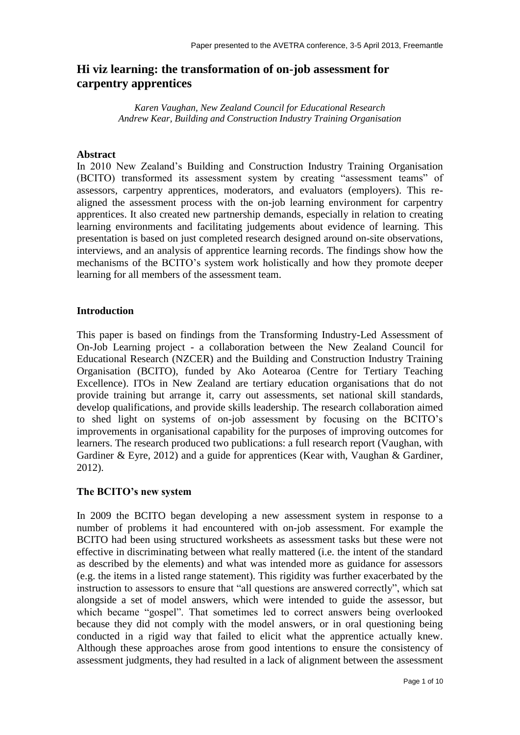# Hi viz learning: the transformation of on-job assessment for carpentry apprentices

*Karen Vaughan, New Zealand Council for Educational Research*
*Andrew Kear, Building and Construction Industry Training Organisation*

## Abstract

In 2010 New Zealand's Building and Construction Industry Training Organisation (BCITO) transformed its assessment system by creating "assessment teams" of assessors, carpentry apprentices, moderators, and evaluators (employers). This re-aligned the assessment process with the on-job learning environment for carpentry apprentices. It also created new partnership demands, especially in relation to creating learning environments and facilitating judgements about evidence of learning. This presentation is based on just completed research designed around on-site observations, interviews, and an analysis of apprentice learning records. The findings show how the mechanisms of the BCITO's system work holistically and how they promote deeper learning for all members of the assessment team.

## Introduction

This paper is based on findings from the Transforming Industry-Led Assessment of On-Job Learning project - a collaboration between the New Zealand Council for Educational Research (NZCER) and the Building and Construction Industry Training Organisation (BCITO), funded by Ako Aotearoa (Centre for Tertiary Teaching Excellence). ITOs in New Zealand are tertiary education organisations that do not provide training but arrange it, carry out assessments, set national skill standards, develop qualifications, and provide skills leadership. The research collaboration aimed to shed light on systems of on-job assessment by focusing on the BCITO's improvements in organisational capability for the purposes of improving outcomes for learners. The research produced two publications: a full research report (Vaughan, with Gardiner & Eyre, 2012) and a guide for apprentices (Kear with, Vaughan & Gardiner, 2012).

## The BCITO's new system

In 2009 the BCITO began developing a new assessment system in response to a number of problems it had encountered with on-job assessment. For example the BCITO had been using structured worksheets as assessment tasks but these were not effective in discriminating between what really mattered (i.e. the intent of the standard as described by the elements) and what was intended more as guidance for assessors (e.g. the items in a listed range statement). This rigidity was further exacerbated by the instruction to assessors to ensure that "all questions are answered correctly", which sat alongside a set of model answers, which were intended to guide the assessor, but which became "gospel". That sometimes led to correct answers being overlooked because they did not comply with the model answers, or in oral questioning being conducted in a rigid way that failed to elicit what the apprentice actually knew. Although these approaches arose from good intentions to ensure the consistency of assessment judgments, they had resulted in a lack of alignment between the assessment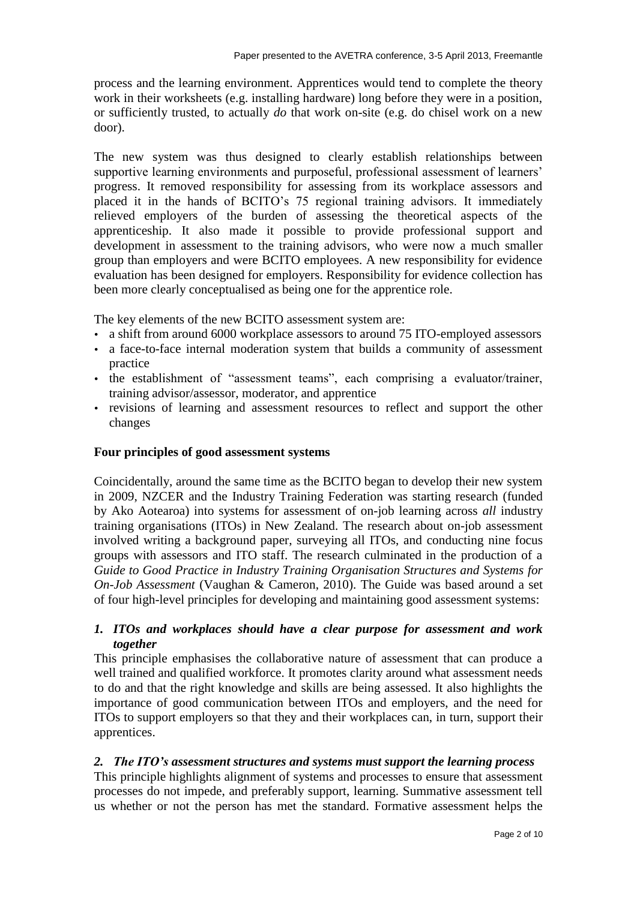process and the learning environment. Apprentices would tend to complete the theory work in their worksheets (e.g. installing hardware) long before they were in a position, or sufficiently trusted, to actually *do* that work on-site (e.g. do chisel work on a new door).

The new system was thus designed to clearly establish relationships between supportive learning environments and purposeful, professional assessment of learners' progress. It removed responsibility for assessing from its workplace assessors and placed it in the hands of BCITO's 75 regional training advisors. It immediately relieved employers of the burden of assessing the theoretical aspects of the apprenticeship. It also made it possible to provide professional support and development in assessment to the training advisors, who were now a much smaller group than employers and were BCITO employees. A new responsibility for evidence evaluation has been designed for employers. Responsibility for evidence collection has been more clearly conceptualised as being one for the apprentice role.

The key elements of the new BCITO assessment system are:

- a shift from around 6000 workplace assessors to around 75 ITO-employed assessors
- a face-to-face internal moderation system that builds a community of assessment practice
- the establishment of "assessment teams", each comprising a evaluator/trainer, training advisor/assessor, moderator, and apprentice
- revisions of learning and assessment resources to reflect and support the other changes

## Four principles of good assessment systems

Coincidentally, around the same time as the BCITO began to develop their new system in 2009, NZCER and the Industry Training Federation was starting research (funded by Ako Aotearoa) into systems for assessment of on-job learning across *all* industry training organisations (ITOs) in New Zealand. The research about on-job assessment involved writing a background paper, surveying all ITOs, and conducting nine focus groups with assessors and ITO staff. The research culminated in the production of a *Guide to Good Practice in Industry Training Organisation Structures and Systems for On-Job Assessment* (Vaughan & Cameron, 2010). The Guide was based around a set of four high-level principles for developing and maintaining good assessment systems:

### *1. ITOs and workplaces should have a clear purpose for assessment and work together*

This principle emphasises the collaborative nature of assessment that can produce a well trained and qualified workforce. It promotes clarity around what assessment needs to do and that the right knowledge and skills are being assessed. It also highlights the importance of good communication between ITOs and employers, and the need for ITOs to support employers so that they and their workplaces can, in turn, support their apprentices.

### *2. The ITO's assessment structures and systems must support the learning process*

This principle highlights alignment of systems and processes to ensure that assessment processes do not impede, and preferably support, learning. Summative assessment tell us whether or not the person has met the standard. Formative assessment helps the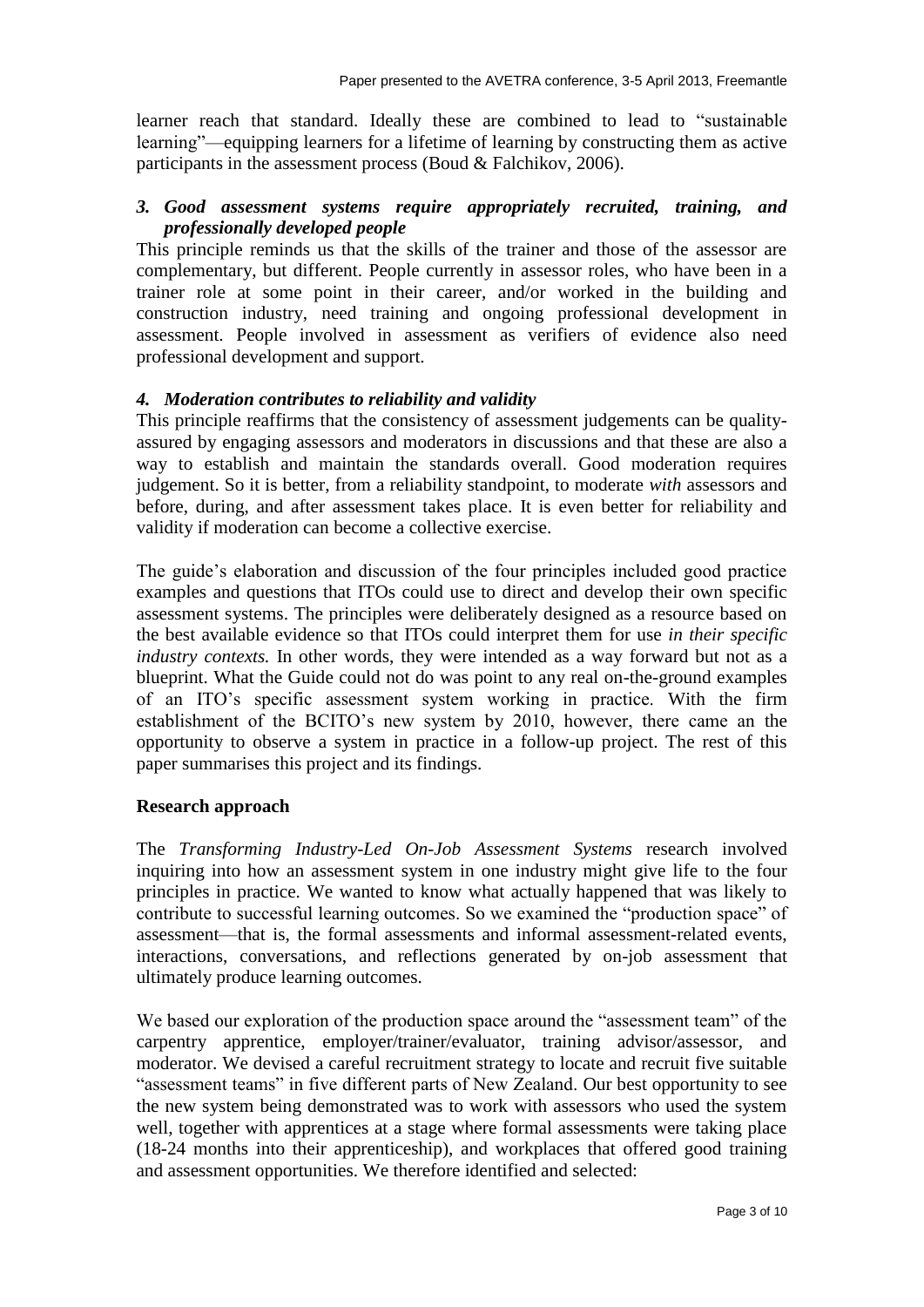learner reach that standard. Ideally these are combined to lead to "sustainable learning"—equipping learners for a lifetime of learning by constructing them as active participants in the assessment process (Boud & Falchikov, 2006).

### *3. Good assessment systems require appropriately recruited, training, and professionally developed people*

This principle reminds us that the skills of the trainer and those of the assessor are complementary, but different. People currently in assessor roles, who have been in a trainer role at some point in their career, and/or worked in the building and construction industry, need training and ongoing professional development in assessment. People involved in assessment as verifiers of evidence also need professional development and support.

### *4. Moderation contributes to reliability and validity*

This principle reaffirms that the consistency of assessment judgements can be quality-assured by engaging assessors and moderators in discussions and that these are also a way to establish and maintain the standards overall. Good moderation requires judgement. So it is better, from a reliability standpoint, to moderate *with* assessors and before, during, and after assessment takes place. It is even better for reliability and validity if moderation can become a collective exercise.

The guide's elaboration and discussion of the four principles included good practice examples and questions that ITOs could use to direct and develop their own specific assessment systems. The principles were deliberately designed as a resource based on the best available evidence so that ITOs could interpret them for use *in their specific industry contexts.* In other words, they were intended as a way forward but not as a blueprint. What the Guide could not do was point to any real on-the-ground examples of an ITO's specific assessment system working in practice. With the firm establishment of the BCITO's new system by 2010, however, there came an the opportunity to observe a system in practice in a follow-up project. The rest of this paper summarises this project and its findings.

## Research approach

The *Transforming Industry-Led On-Job Assessment Systems* research involved inquiring into how an assessment system in one industry might give life to the four principles in practice. We wanted to know what actually happened that was likely to contribute to successful learning outcomes. So we examined the "production space" of assessment—that is, the formal assessments and informal assessment-related events, interactions, conversations, and reflections generated by on-job assessment that ultimately produce learning outcomes.

We based our exploration of the production space around the "assessment team" of the carpentry apprentice, employer/trainer/evaluator, training advisor/assessor, and moderator. We devised a careful recruitment strategy to locate and recruit five suitable "assessment teams" in five different parts of New Zealand. Our best opportunity to see the new system being demonstrated was to work with assessors who used the system well, together with apprentices at a stage where formal assessments were taking place (18-24 months into their apprenticeship), and workplaces that offered good training and assessment opportunities. We therefore identified and selected: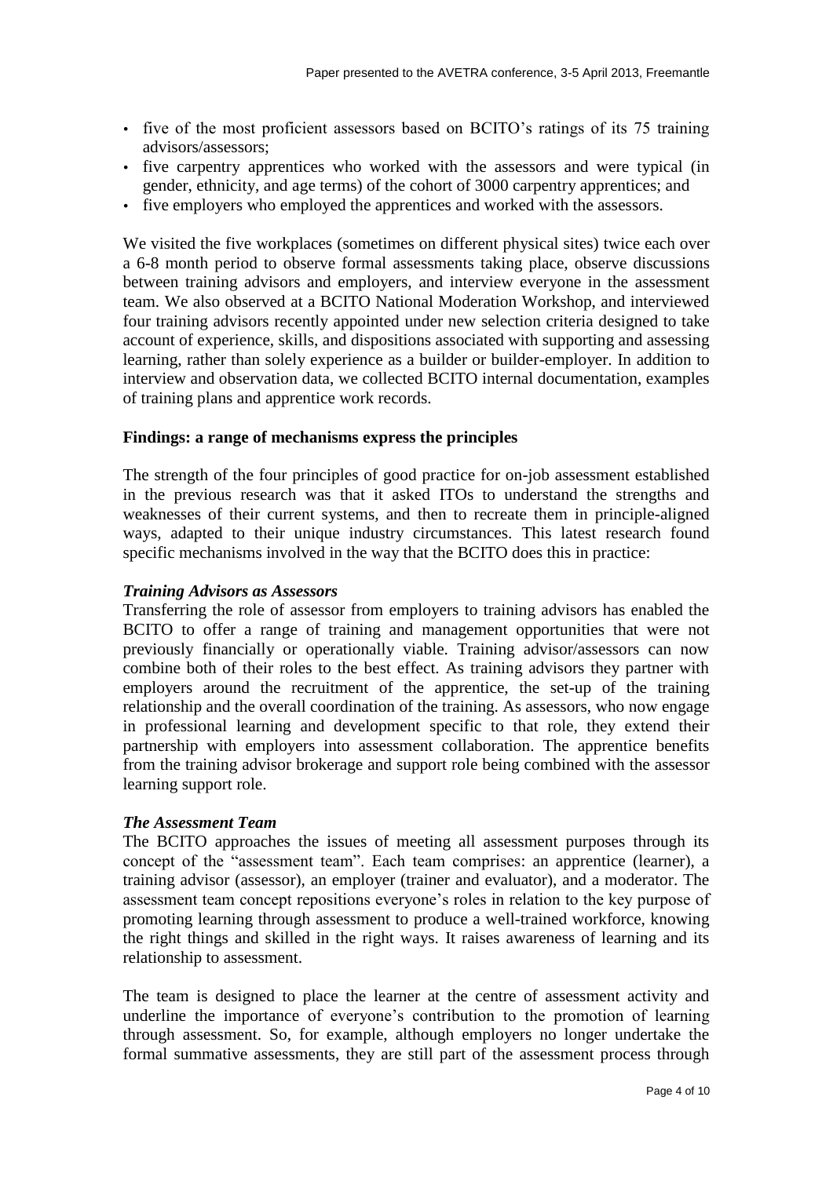- five of the most proficient assessors based on BCITO's ratings of its 75 training advisors/assessors;
- five carpentry apprentices who worked with the assessors and were typical (in gender, ethnicity, and age terms) of the cohort of 3000 carpentry apprentices; and
- five employers who employed the apprentices and worked with the assessors.

We visited the five workplaces (sometimes on different physical sites) twice each over a 6-8 month period to observe formal assessments taking place, observe discussions between training advisors and employers, and interview everyone in the assessment team. We also observed at a BCITO National Moderation Workshop, and interviewed four training advisors recently appointed under new selection criteria designed to take account of experience, skills, and dispositions associated with supporting and assessing learning, rather than solely experience as a builder or builder-employer. In addition to interview and observation data, we collected BCITO internal documentation, examples of training plans and apprentice work records.

**Findings: a range of mechanisms express the principles**

The strength of the four principles of good practice for on-job assessment established in the previous research was that it asked ITOs to understand the strengths and weaknesses of their current systems, and then to recreate them in principle-aligned ways, adapted to their unique industry circumstances. This latest research found specific mechanisms involved in the way that the BCITO does this in practice:

***Training Advisors as Assessors***

Transferring the role of assessor from employers to training advisors has enabled the BCITO to offer a range of training and management opportunities that were not previously financially or operationally viable. Training advisor/assessors can now combine both of their roles to the best effect. As training advisors they partner with employers around the recruitment of the apprentice, the set-up of the training relationship and the overall coordination of the training. As assessors, who now engage in professional learning and development specific to that role, they extend their partnership with employers into assessment collaboration. The apprentice benefits from the training advisor brokerage and support role being combined with the assessor learning support role.

***The Assessment Team***

The BCITO approaches the issues of meeting all assessment purposes through its concept of the "assessment team". Each team comprises: an apprentice (learner), a training advisor (assessor), an employer (trainer and evaluator), and a moderator. The assessment team concept repositions everyone's roles in relation to the key purpose of promoting learning through assessment to produce a well-trained workforce, knowing the right things and skilled in the right ways. It raises awareness of learning and its relationship to assessment.

The team is designed to place the learner at the centre of assessment activity and underline the importance of everyone's contribution to the promotion of learning through assessment. So, for example, although employers no longer undertake the formal summative assessments, they are still part of the assessment process through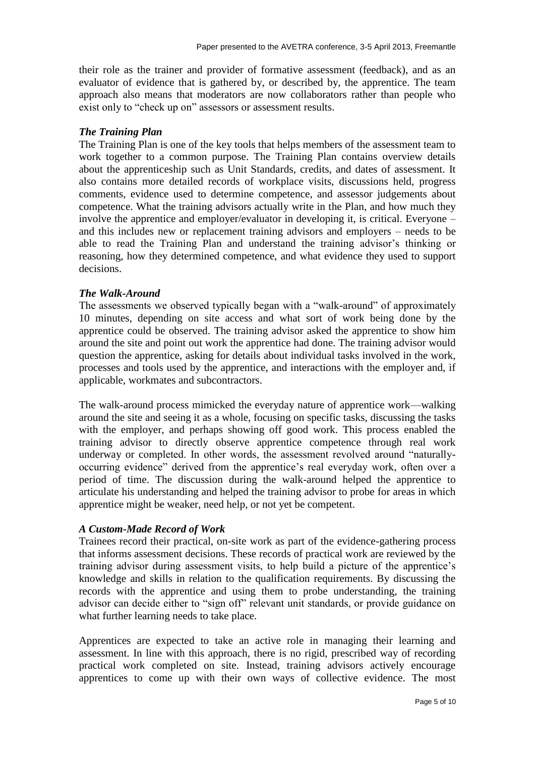their role as the trainer and provider of formative assessment (feedback), and as an evaluator of evidence that is gathered by, or described by, the apprentice. The team approach also means that moderators are now collaborators rather than people who exist only to "check up on" assessors or assessment results.

### *The Training Plan*

The Training Plan is one of the key tools that helps members of the assessment team to work together to a common purpose. The Training Plan contains overview details about the apprenticeship such as Unit Standards, credits, and dates of assessment. It also contains more detailed records of workplace visits, discussions held, progress comments, evidence used to determine competence, and assessor judgements about competence. What the training advisors actually write in the Plan, and how much they involve the apprentice and employer/evaluator in developing it, is critical. Everyone – and this includes new or replacement training advisors and employers – needs to be able to read the Training Plan and understand the training advisor's thinking or reasoning, how they determined competence, and what evidence they used to support decisions.

### *The Walk-Around*

The assessments we observed typically began with a "walk-around" of approximately 10 minutes, depending on site access and what sort of work being done by the apprentice could be observed. The training advisor asked the apprentice to show him around the site and point out work the apprentice had done. The training advisor would question the apprentice, asking for details about individual tasks involved in the work, processes and tools used by the apprentice, and interactions with the employer and, if applicable, workmates and subcontractors.

The walk-around process mimicked the everyday nature of apprentice work—walking around the site and seeing it as a whole, focusing on specific tasks, discussing the tasks with the employer, and perhaps showing off good work. This process enabled the training advisor to directly observe apprentice competence through real work underway or completed. In other words, the assessment revolved around "naturally-occurring evidence" derived from the apprentice's real everyday work, often over a period of time. The discussion during the walk-around helped the apprentice to articulate his understanding and helped the training advisor to probe for areas in which apprentice might be weaker, need help, or not yet be competent.

### *A Custom-Made Record of Work*

Trainees record their practical, on-site work as part of the evidence-gathering process that informs assessment decisions. These records of practical work are reviewed by the training advisor during assessment visits, to help build a picture of the apprentice's knowledge and skills in relation to the qualification requirements. By discussing the records with the apprentice and using them to probe understanding, the training advisor can decide either to "sign off" relevant unit standards, or provide guidance on what further learning needs to take place.

Apprentices are expected to take an active role in managing their learning and assessment. In line with this approach, there is no rigid, prescribed way of recording practical work completed on site. Instead, training advisors actively encourage apprentices to come up with their own ways of collective evidence. The most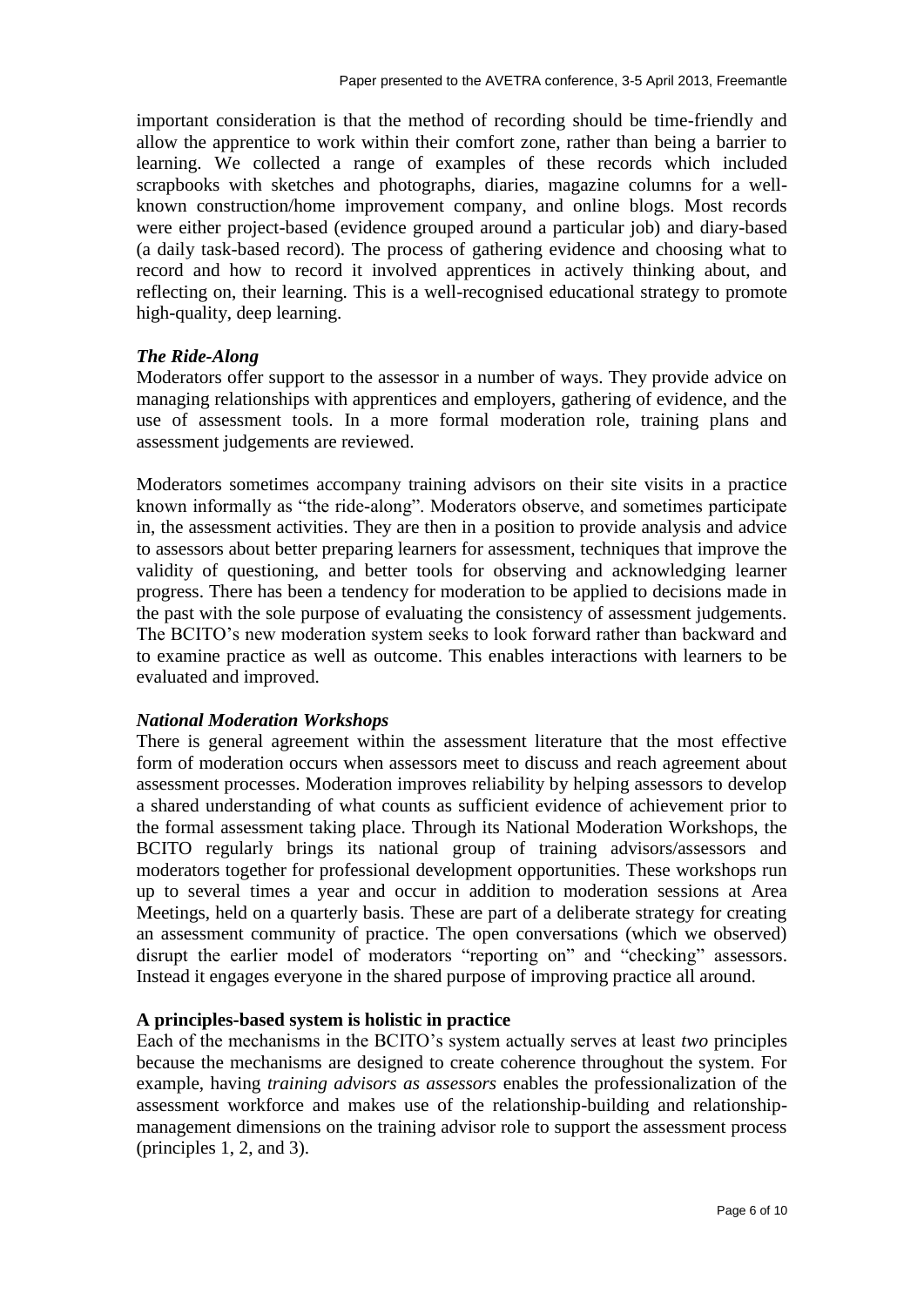important consideration is that the method of recording should be time-friendly and allow the apprentice to work within their comfort zone, rather than being a barrier to learning. We collected a range of examples of these records which included scrapbooks with sketches and photographs, diaries, magazine columns for a well-known construction/home improvement company, and online blogs. Most records were either project-based (evidence grouped around a particular job) and diary-based (a daily task-based record). The process of gathering evidence and choosing what to record and how to record it involved apprentices in actively thinking about, and reflecting on, their learning. This is a well-recognised educational strategy to promote high-quality, deep learning.

***The Ride-Along***

Moderators offer support to the assessor in a number of ways. They provide advice on managing relationships with apprentices and employers, gathering of evidence, and the use of assessment tools. In a more formal moderation role, training plans and assessment judgements are reviewed.

Moderators sometimes accompany training advisors on their site visits in a practice known informally as "the ride-along". Moderators observe, and sometimes participate in, the assessment activities. They are then in a position to provide analysis and advice to assessors about better preparing learners for assessment, techniques that improve the validity of questioning, and better tools for observing and acknowledging learner progress. There has been a tendency for moderation to be applied to decisions made in the past with the sole purpose of evaluating the consistency of assessment judgements. The BCITO's new moderation system seeks to look forward rather than backward and to examine practice as well as outcome. This enables interactions with learners to be evaluated and improved.

***National Moderation Workshops***

There is general agreement within the assessment literature that the most effective form of moderation occurs when assessors meet to discuss and reach agreement about assessment processes. Moderation improves reliability by helping assessors to develop a shared understanding of what counts as sufficient evidence of achievement prior to the formal assessment taking place. Through its National Moderation Workshops, the BCITO regularly brings its national group of training advisors/assessors and moderators together for professional development opportunities. These workshops run up to several times a year and occur in addition to moderation sessions at Area Meetings, held on a quarterly basis. These are part of a deliberate strategy for creating an assessment community of practice. The open conversations (which we observed) disrupt the earlier model of moderators "reporting on" and "checking" assessors. Instead it engages everyone in the shared purpose of improving practice all around.

**A principles-based system is holistic in practice**

Each of the mechanisms in the BCITO's system actually serves at least *two* principles because the mechanisms are designed to create coherence throughout the system. For example, having *training advisors as assessors* enables the professionalization of the assessment workforce and makes use of the relationship-building and relationship-management dimensions on the training advisor role to support the assessment process (principles 1, 2, and 3).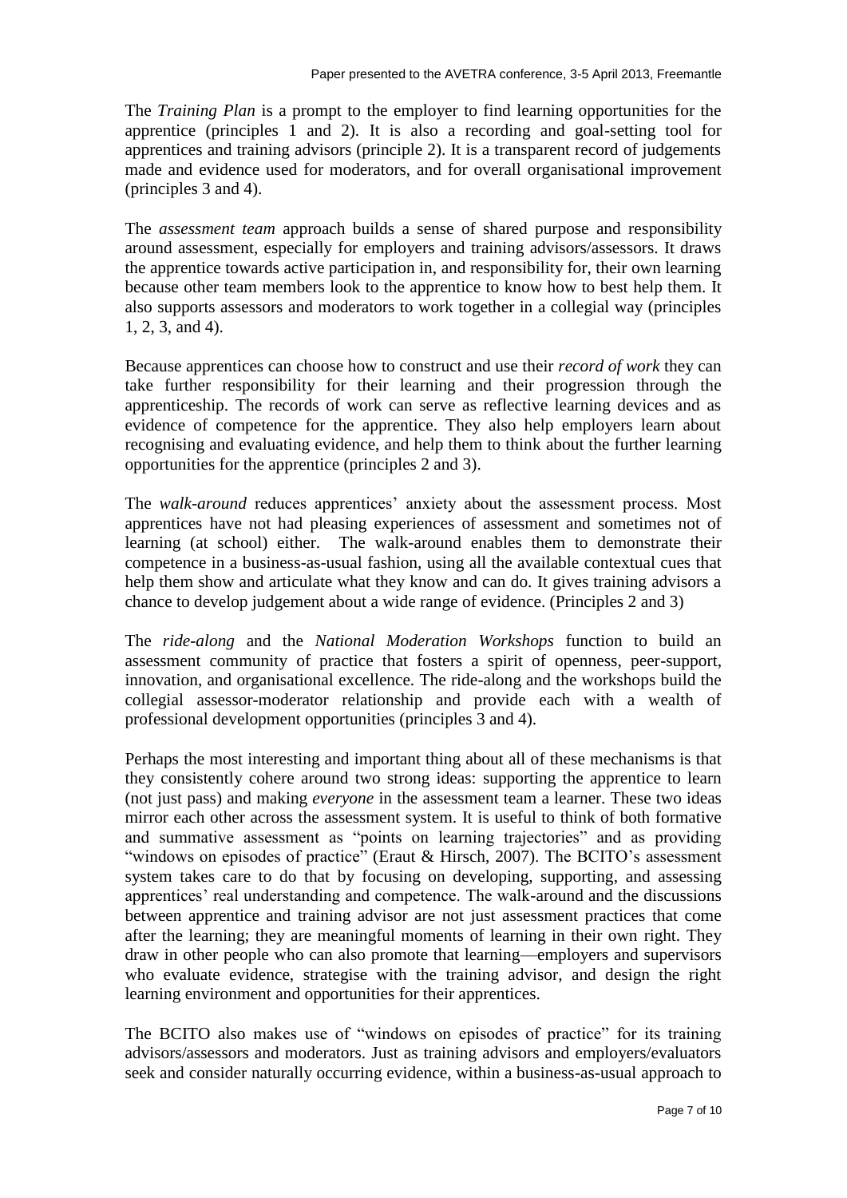The *Training Plan* is a prompt to the employer to find learning opportunities for the apprentice (principles 1 and 2). It is also a recording and goal-setting tool for apprentices and training advisors (principle 2). It is a transparent record of judgements made and evidence used for moderators, and for overall organisational improvement (principles 3 and 4).

The *assessment team* approach builds a sense of shared purpose and responsibility around assessment, especially for employers and training advisors/assessors. It draws the apprentice towards active participation in, and responsibility for, their own learning because other team members look to the apprentice to know how to best help them. It also supports assessors and moderators to work together in a collegial way (principles 1, 2, 3, and 4).

Because apprentices can choose how to construct and use their *record of work* they can take further responsibility for their learning and their progression through the apprenticeship. The records of work can serve as reflective learning devices and as evidence of competence for the apprentice. They also help employers learn about recognising and evaluating evidence, and help them to think about the further learning opportunities for the apprentice (principles 2 and 3).

The *walk-around* reduces apprentices' anxiety about the assessment process. Most apprentices have not had pleasing experiences of assessment and sometimes not of learning (at school) either. The walk-around enables them to demonstrate their competence in a business-as-usual fashion, using all the available contextual cues that help them show and articulate what they know and can do. It gives training advisors a chance to develop judgement about a wide range of evidence. (Principles 2 and 3)

The *ride-along* and the *National Moderation Workshops* function to build an assessment community of practice that fosters a spirit of openness, peer-support, innovation, and organisational excellence. The ride-along and the workshops build the collegial assessor-moderator relationship and provide each with a wealth of professional development opportunities (principles 3 and 4).

Perhaps the most interesting and important thing about all of these mechanisms is that they consistently cohere around two strong ideas: supporting the apprentice to learn (not just pass) and making *everyone* in the assessment team a learner. These two ideas mirror each other across the assessment system. It is useful to think of both formative and summative assessment as "points on learning trajectories" and as providing "windows on episodes of practice" (Eraut & Hirsch, 2007). The BCITO's assessment system takes care to do that by focusing on developing, supporting, and assessing apprentices' real understanding and competence. The walk-around and the discussions between apprentice and training advisor are not just assessment practices that come after the learning; they are meaningful moments of learning in their own right. They draw in other people who can also promote that learning—employers and supervisors who evaluate evidence, strategise with the training advisor, and design the right learning environment and opportunities for their apprentices.

The BCITO also makes use of "windows on episodes of practice" for its training advisors/assessors and moderators. Just as training advisors and employers/evaluators seek and consider naturally occurring evidence, within a business-as-usual approach to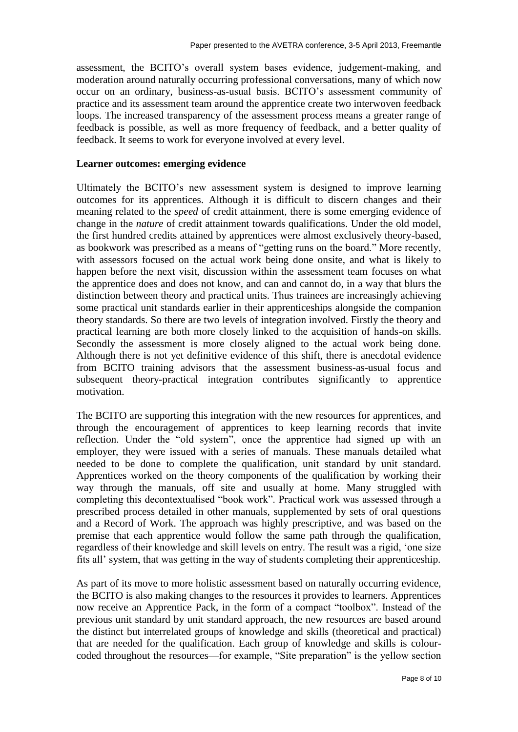assessment, the BCITO's overall system bases evidence, judgement-making, and moderation around naturally occurring professional conversations, many of which now occur on an ordinary, business-as-usual basis. BCITO's assessment community of practice and its assessment team around the apprentice create two interwoven feedback loops. The increased transparency of the assessment process means a greater range of feedback is possible, as well as more frequency of feedback, and a better quality of feedback. It seems to work for everyone involved at every level.

**Learner outcomes: emerging evidence**

Ultimately the BCITO's new assessment system is designed to improve learning outcomes for its apprentices. Although it is difficult to discern changes and their meaning related to the *speed* of credit attainment, there is some emerging evidence of change in the *nature* of credit attainment towards qualifications. Under the old model, the first hundred credits attained by apprentices were almost exclusively theory-based, as bookwork was prescribed as a means of "getting runs on the board." More recently, with assessors focused on the actual work being done onsite, and what is likely to happen before the next visit, discussion within the assessment team focuses on what the apprentice does and does not know, and can and cannot do, in a way that blurs the distinction between theory and practical units. Thus trainees are increasingly achieving some practical unit standards earlier in their apprenticeships alongside the companion theory standards. So there are two levels of integration involved. Firstly the theory and practical learning are both more closely linked to the acquisition of hands-on skills. Secondly the assessment is more closely aligned to the actual work being done. Although there is not yet definitive evidence of this shift, there is anecdotal evidence from BCITO training advisors that the assessment business-as-usual focus and subsequent theory-practical integration contributes significantly to apprentice motivation.

The BCITO are supporting this integration with the new resources for apprentices, and through the encouragement of apprentices to keep learning records that invite reflection. Under the "old system", once the apprentice had signed up with an employer, they were issued with a series of manuals. These manuals detailed what needed to be done to complete the qualification, unit standard by unit standard. Apprentices worked on the theory components of the qualification by working their way through the manuals, off site and usually at home. Many struggled with completing this decontextualised "book work". Practical work was assessed through a prescribed process detailed in other manuals, supplemented by sets of oral questions and a Record of Work. The approach was highly prescriptive, and was based on the premise that each apprentice would follow the same path through the qualification, regardless of their knowledge and skill levels on entry. The result was a rigid, 'one size fits all' system, that was getting in the way of students completing their apprenticeship.

As part of its move to more holistic assessment based on naturally occurring evidence, the BCITO is also making changes to the resources it provides to learners. Apprentices now receive an Apprentice Pack, in the form of a compact "toolbox". Instead of the previous unit standard by unit standard approach, the new resources are based around the distinct but interrelated groups of knowledge and skills (theoretical and practical) that are needed for the qualification. Each group of knowledge and skills is colour-coded throughout the resources—for example, "Site preparation" is the yellow section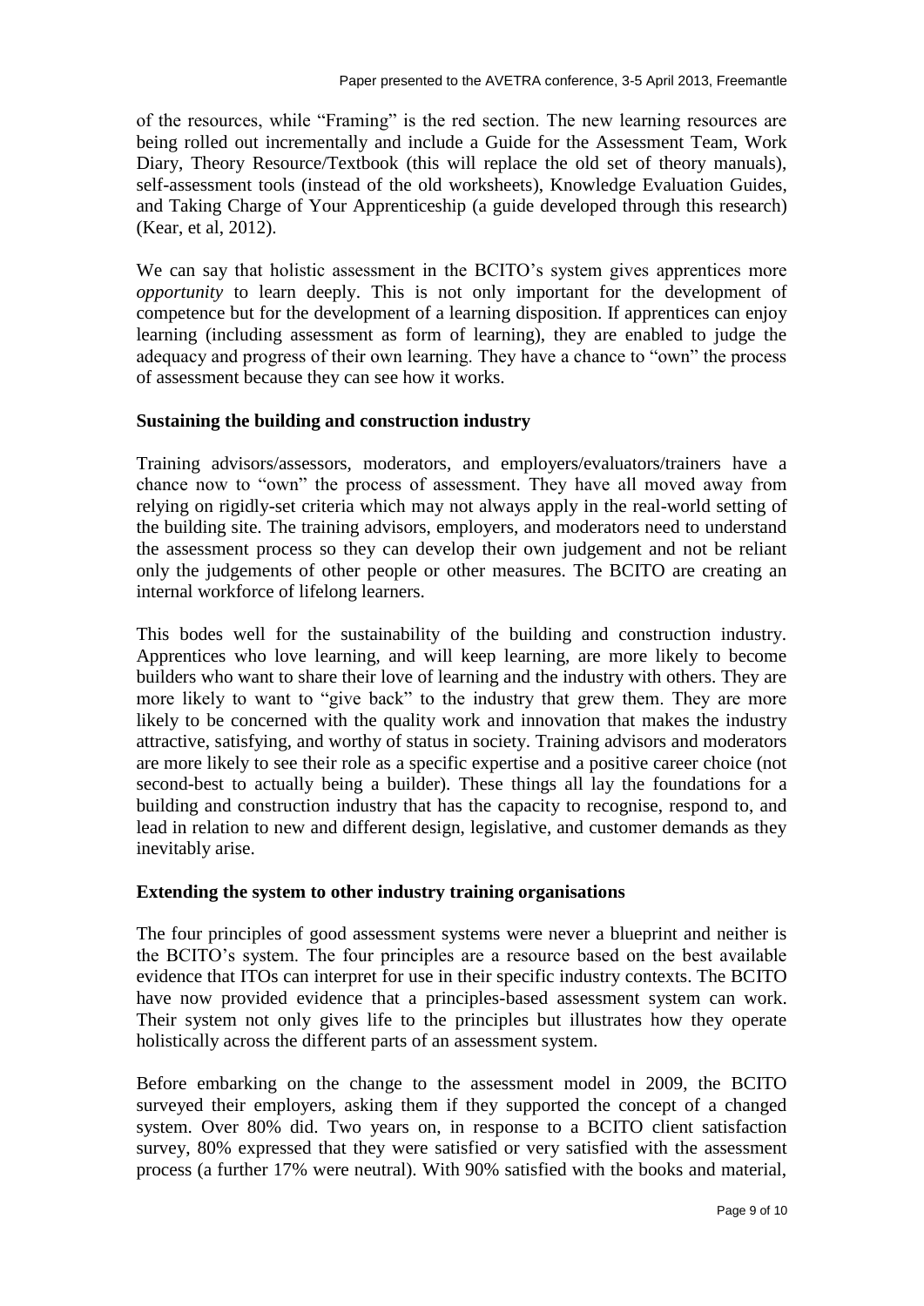of the resources, while "Framing" is the red section. The new learning resources are being rolled out incrementally and include a Guide for the Assessment Team, Work Diary, Theory Resource/Textbook (this will replace the old set of theory manuals), self-assessment tools (instead of the old worksheets), Knowledge Evaluation Guides, and Taking Charge of Your Apprenticeship (a guide developed through this research) (Kear, et al, 2012).

We can say that holistic assessment in the BCITO's system gives apprentices more *opportunity* to learn deeply. This is not only important for the development of competence but for the development of a learning disposition. If apprentices can enjoy learning (including assessment as form of learning), they are enabled to judge the adequacy and progress of their own learning. They have a chance to "own" the process of assessment because they can see how it works.

### Sustaining the building and construction industry

Training advisors/assessors, moderators, and employers/evaluators/trainers have a chance now to "own" the process of assessment. They have all moved away from relying on rigidly-set criteria which may not always apply in the real-world setting of the building site. The training advisors, employers, and moderators need to understand the assessment process so they can develop their own judgement and not be reliant only the judgements of other people or other measures. The BCITO are creating an internal workforce of lifelong learners.

This bodes well for the sustainability of the building and construction industry. Apprentices who love learning, and will keep learning, are more likely to become builders who want to share their love of learning and the industry with others. They are more likely to want to "give back" to the industry that grew them. They are more likely to be concerned with the quality work and innovation that makes the industry attractive, satisfying, and worthy of status in society. Training advisors and moderators are more likely to see their role as a specific expertise and a positive career choice (not second-best to actually being a builder). These things all lay the foundations for a building and construction industry that has the capacity to recognise, respond to, and lead in relation to new and different design, legislative, and customer demands as they inevitably arise.

### Extending the system to other industry training organisations

The four principles of good assessment systems were never a blueprint and neither is the BCITO's system. The four principles are a resource based on the best available evidence that ITOs can interpret for use in their specific industry contexts. The BCITO have now provided evidence that a principles-based assessment system can work. Their system not only gives life to the principles but illustrates how they operate holistically across the different parts of an assessment system.

Before embarking on the change to the assessment model in 2009, the BCITO surveyed their employers, asking them if they supported the concept of a changed system. Over 80% did. Two years on, in response to a BCITO client satisfaction survey, 80% expressed that they were satisfied or very satisfied with the assessment process (a further 17% were neutral). With 90% satisfied with the books and material,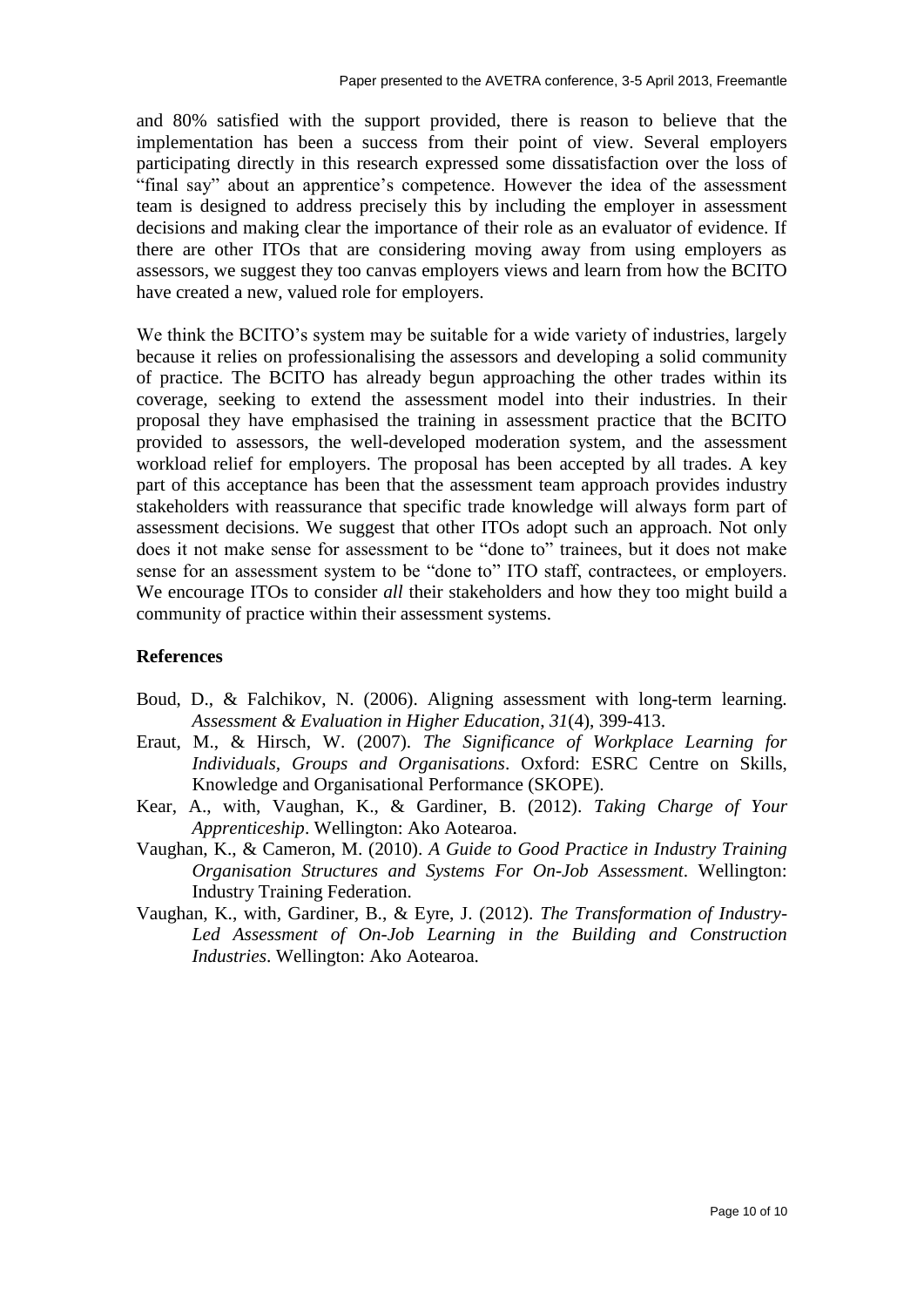and 80% satisfied with the support provided, there is reason to believe that the implementation has been a success from their point of view. Several employers participating directly in this research expressed some dissatisfaction over the loss of "final say" about an apprentice's competence. However the idea of the assessment team is designed to address precisely this by including the employer in assessment decisions and making clear the importance of their role as an evaluator of evidence. If there are other ITOs that are considering moving away from using employers as assessors, we suggest they too canvas employers views and learn from how the BCITO have created a new, valued role for employers.

We think the BCITO's system may be suitable for a wide variety of industries, largely because it relies on professionalising the assessors and developing a solid community of practice. The BCITO has already begun approaching the other trades within its coverage, seeking to extend the assessment model into their industries. In their proposal they have emphasised the training in assessment practice that the BCITO provided to assessors, the well-developed moderation system, and the assessment workload relief for employers. The proposal has been accepted by all trades. A key part of this acceptance has been that the assessment team approach provides industry stakeholders with reassurance that specific trade knowledge will always form part of assessment decisions. We suggest that other ITOs adopt such an approach. Not only does it not make sense for assessment to be "done to" trainees, but it does not make sense for an assessment system to be "done to" ITO staff, contractees, or employers. We encourage ITOs to consider *all* their stakeholders and how they too might build a community of practice within their assessment systems.

## References

Boud, D., & Falchikov, N. (2006). Aligning assessment with long-term learning. *Assessment & Evaluation in Higher Education*, *31*(4), 399-413.

Eraut, M., & Hirsch, W. (2007). *The Significance of Workplace Learning for Individuals, Groups and Organisations*. Oxford: ESRC Centre on Skills, Knowledge and Organisational Performance (SKOPE).

Kear, A., with, Vaughan, K., & Gardiner, B. (2012). *Taking Charge of Your Apprenticeship*. Wellington: Ako Aotearoa.

Vaughan, K., & Cameron, M. (2010). *A Guide to Good Practice in Industry Training Organisation Structures and Systems For On-Job Assessment*. Wellington: Industry Training Federation.

Vaughan, K., with, Gardiner, B., & Eyre, J. (2012). *The Transformation of Industry-Led Assessment of On-Job Learning in the Building and Construction Industries*. Wellington: Ako Aotearoa.